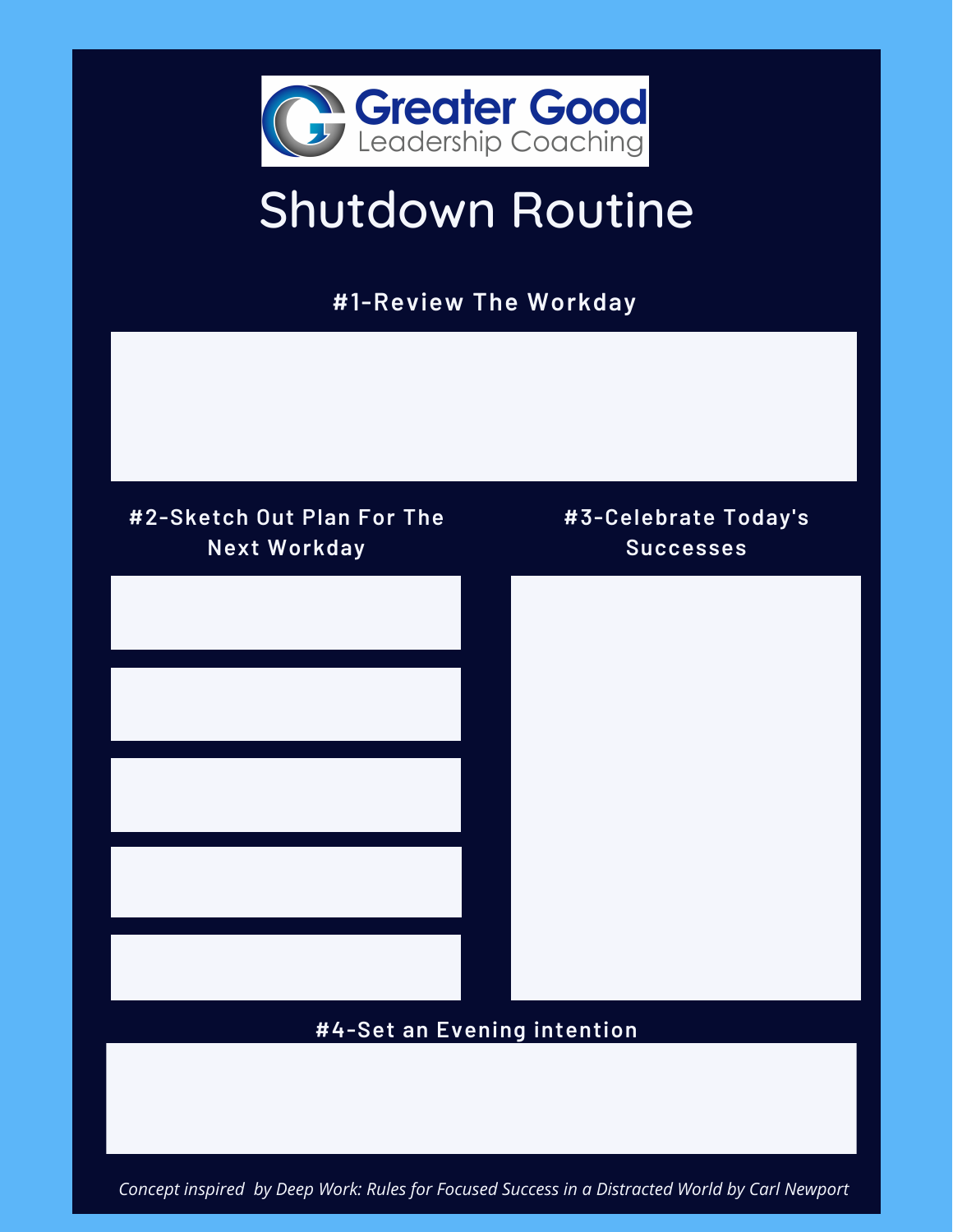Greater Good
Leadership Coaching

# Shutdown Routine

## #1-Review The Workday

## #2-Sketch Out Plan For The Next Workday

## #3-Celebrate Today's Successes

## #4-Set an Evening intention

*Concept inspired by Deep Work: Rules for Focused Success in a Distracted World by Carl Newport*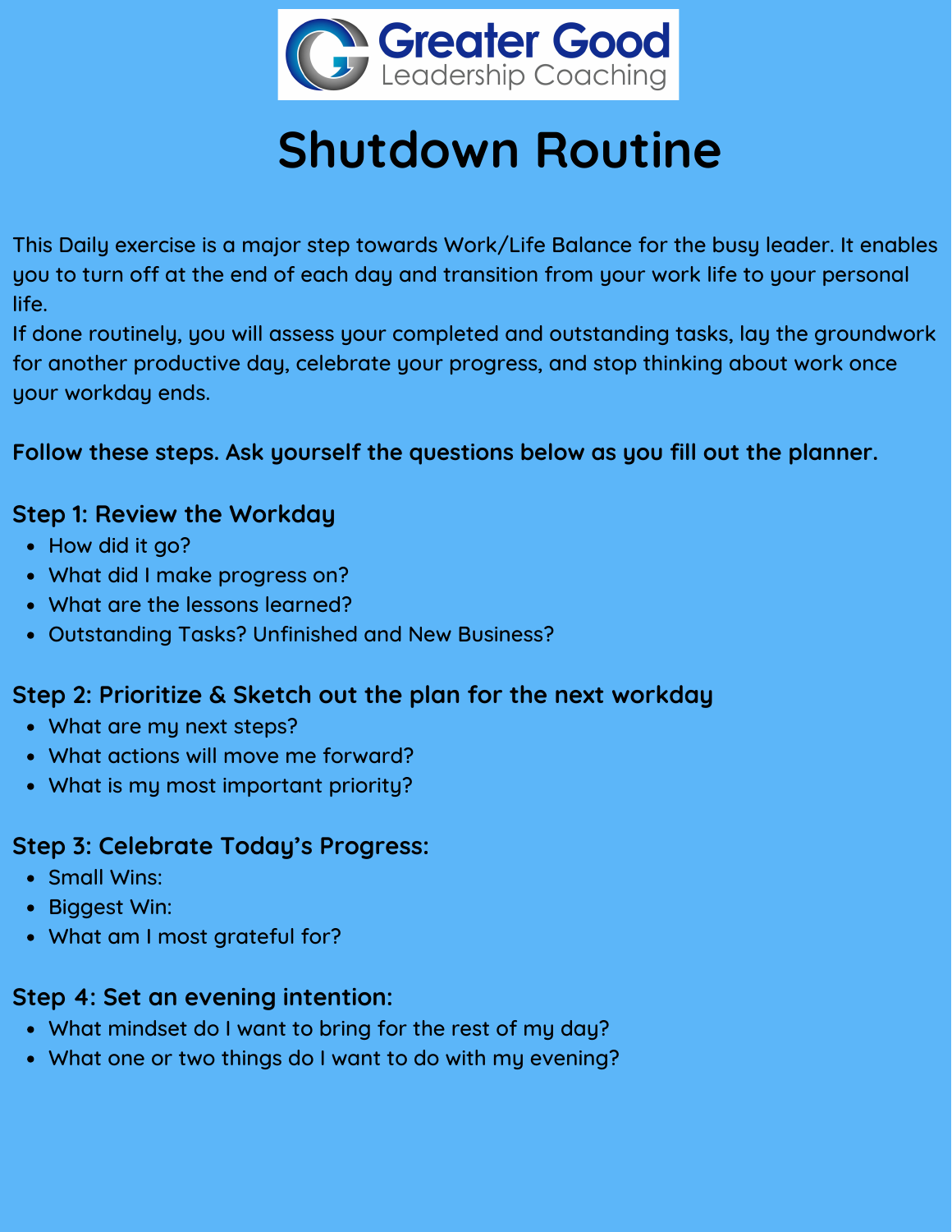Greater Good
Leadership Coaching

# Shutdown Routine

This Daily exercise is a major step towards Work/Life Balance for the busy leader. It enables you to turn off at the end of each day and transition from your work life to your personal life.
If done routinely, you will assess your completed and outstanding tasks, lay the groundwork for another productive day, celebrate your progress, and stop thinking about work once your workday ends.

**Follow these steps. Ask yourself the questions below as you fill out the planner.**

### Step 1: Review the Workday

- How did it go?
- What did I make progress on?
- What are the lessons learned?
- Outstanding Tasks? Unfinished and New Business?

### Step 2: Prioritize & Sketch out the plan for the next workday

- What are my next steps?
- What actions will move me forward?
- What is my most important priority?

### Step 3: Celebrate Today's Progress:

- Small Wins:
- Biggest Win:
- What am I most grateful for?

### Step 4: Set an evening intention:

- What mindset do I want to bring for the rest of my day?
- What one or two things do I want to do with my evening?